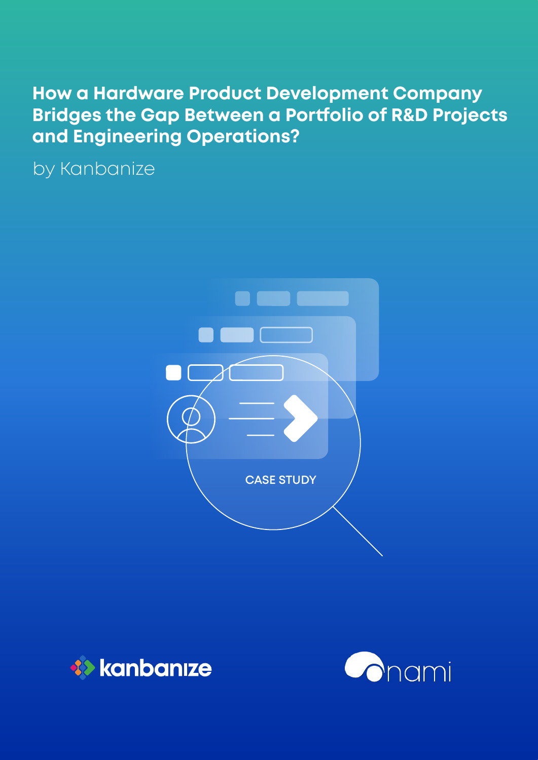# How a Hardware Product Development Company Bridges the Gap Between a Portfolio of R&D Projects and Engineering Operations?

by Kanbanize

CASE STUDY

kanbanize

nami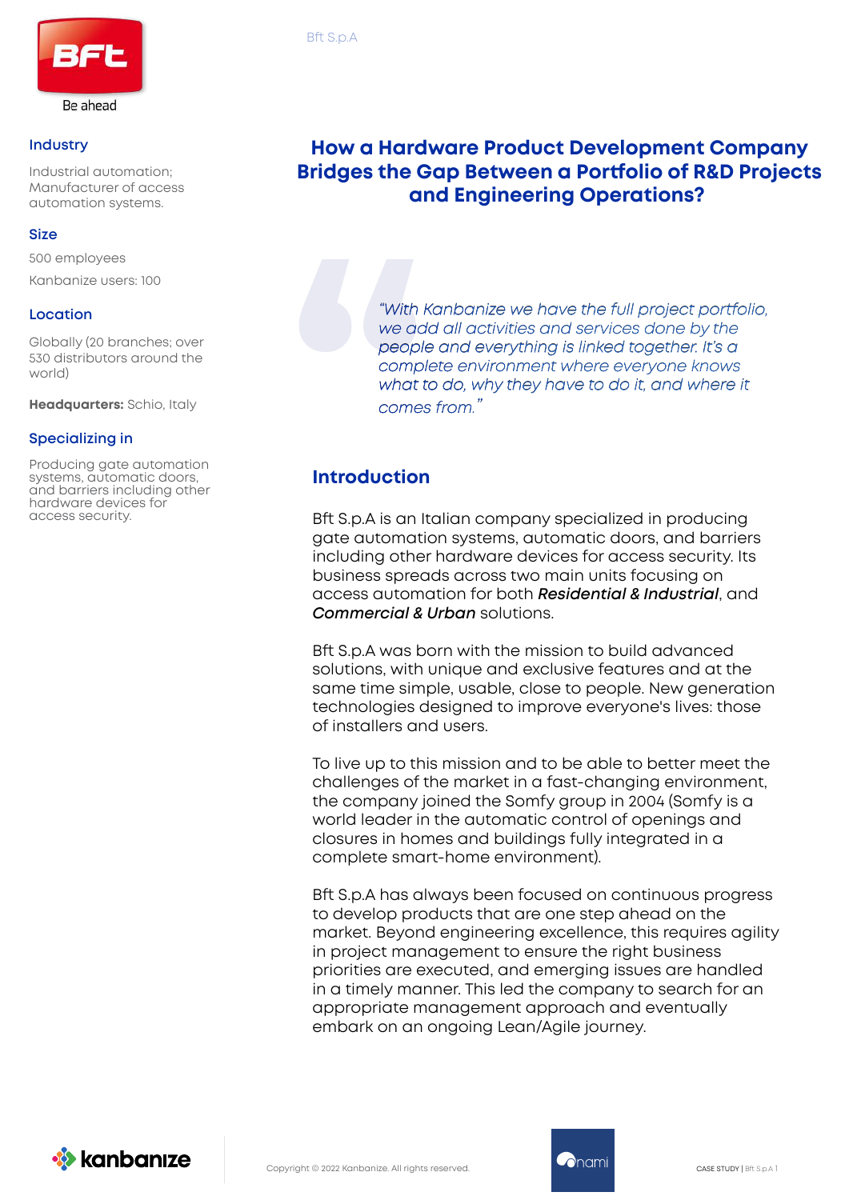Be ahead

### Industry

Industrial automation; Manufacturer of access automation systems.

### Size

500 employees

Kanbanize users: 100

### Location

Globally (20 branches; over 530 distributors around the world)

**Headquarters:** Schio, Italy

### Specializing in

Producing gate automation systems, automatic doors, and barriers including other hardware devices for access security.

# How a Hardware Product Development Company Bridges the Gap Between a Portfolio of R&D Projects and Engineering Operations?

*"With Kanbanize we have the full project portfolio, we add all activities and services done by the people and everything is linked together. It's a complete environment where everyone knows what to do, why they have to do it, and where it comes from."*

## Introduction

Bft S.p.A is an Italian company specialized in producing gate automation systems, automatic doors, and barriers including other hardware devices for access security. Its business spreads across two main units focusing on access automation for both ***Residential & Industrial***, and ***Commercial & Urban*** solutions.

Bft S.p.A was born with the mission to build advanced solutions, with unique and exclusive features and at the same time simple, usable, close to people. New generation technologies designed to improve everyone's lives: those of installers and users.

To live up to this mission and to be able to better meet the challenges of the market in a fast-changing environment, the company joined the Somfy group in 2004 (Somfy is a world leader in the automatic control of openings and closures in homes and buildings fully integrated in a complete smart-home environment).

Bft S.p.A has always been focused on continuous progress to develop products that are one step ahead on the market. Beyond engineering excellence, this requires agility in project management to ensure the right business priorities are executed, and emerging issues are handled in a timely manner. This led the company to search for an appropriate management approach and eventually embark on an ongoing Lean/Agile journey.

Copyright © 2022 Kanbanize. All rights reserved.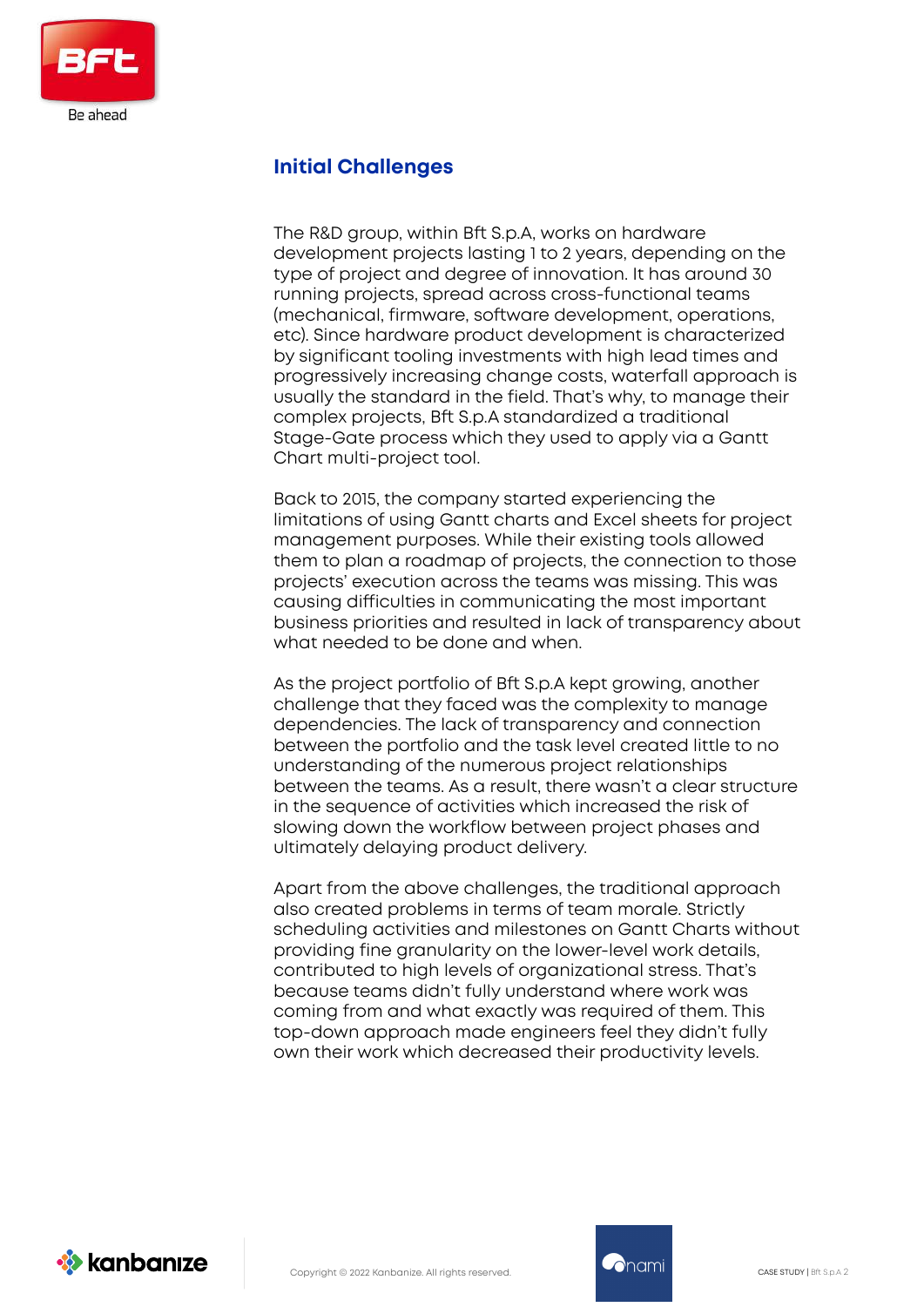## Initial Challenges

The R&D group, within Bft S.p.A, works on hardware development projects lasting 1 to 2 years, depending on the type of project and degree of innovation. It has around 30 running projects, spread across cross-functional teams (mechanical, firmware, software development, operations, etc). Since hardware product development is characterized by significant tooling investments with high lead times and progressively increasing change costs, waterfall approach is usually the standard in the field. That's why, to manage their complex projects, Bft S.p.A standardized a traditional Stage-Gate process which they used to apply via a Gantt Chart multi-project tool.

Back to 2015, the company started experiencing the limitations of using Gantt charts and Excel sheets for project management purposes. While their existing tools allowed them to plan a roadmap of projects, the connection to those projects' execution across the teams was missing. This was causing difficulties in communicating the most important business priorities and resulted in lack of transparency about what needed to be done and when.

As the project portfolio of Bft S.p.A kept growing, another challenge that they faced was the complexity to manage dependencies. The lack of transparency and connection between the portfolio and the task level created little to no understanding of the numerous project relationships between the teams. As a result, there wasn't a clear structure in the sequence of activities which increased the risk of slowing down the workflow between project phases and ultimately delaying product delivery.

Apart from the above challenges, the traditional approach also created problems in terms of team morale. Strictly scheduling activities and milestones on Gantt Charts without providing fine granularity on the lower-level work details, contributed to high levels of organizational stress. That's because teams didn't fully understand where work was coming from and what exactly was required of them. This top-down approach made engineers feel they didn't fully own their work which decreased their productivity levels.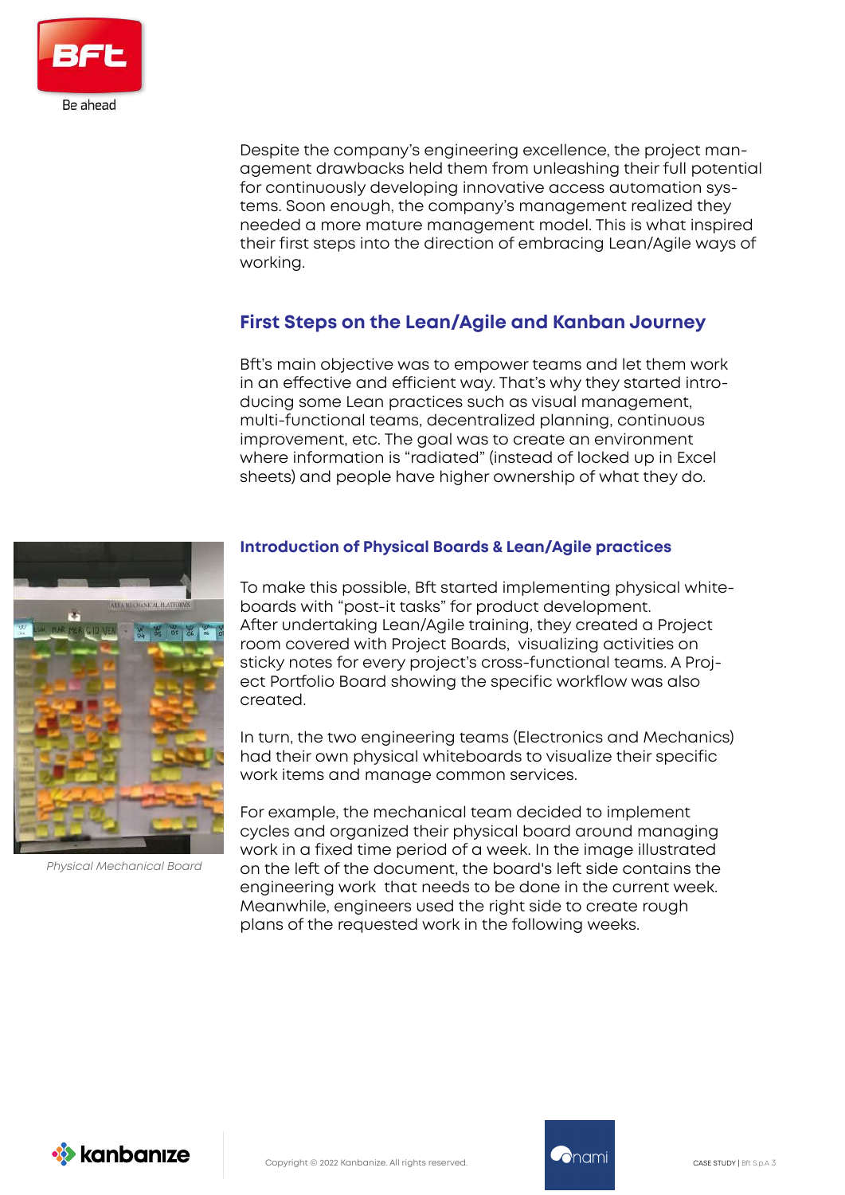Despite the company's engineering excellence, the project management drawbacks held them from unleashing their full potential for continuously developing innovative access automation systems. Soon enough, the company's management realized they needed a more mature management model. This is what inspired their first steps into the direction of embracing Lean/Agile ways of working.

## First Steps on the Lean/Agile and Kanban Journey

Bft's main objective was to empower teams and let them work in an effective and efficient way. That's why they started introducing some Lean practices such as visual management, multi-functional teams, decentralized planning, continuous improvement, etc. The goal was to create an environment where information is "radiated" (instead of locked up in Excel sheets) and people have higher ownership of what they do.

### Introduction of Physical Boards & Lean/Agile practices

To make this possible, Bft started implementing physical whiteboards with "post-it tasks" for product development. After undertaking Lean/Agile training, they created a Project room covered with Project Boards, visualizing activities on sticky notes for every project's cross-functional teams. A Project Portfolio Board showing the specific workflow was also created.

In turn, the two engineering teams (Electronics and Mechanics) had their own physical whiteboards to visualize their specific work items and manage common services.

For example, the mechanical team decided to implement cycles and organized their physical board around managing work in a fixed time period of a week. In the image illustrated on the left of the document, the board's left side contains the engineering work that needs to be done in the current week. Meanwhile, engineers used the right side to create rough plans of the requested work in the following weeks.

*Physical Mechanical Board*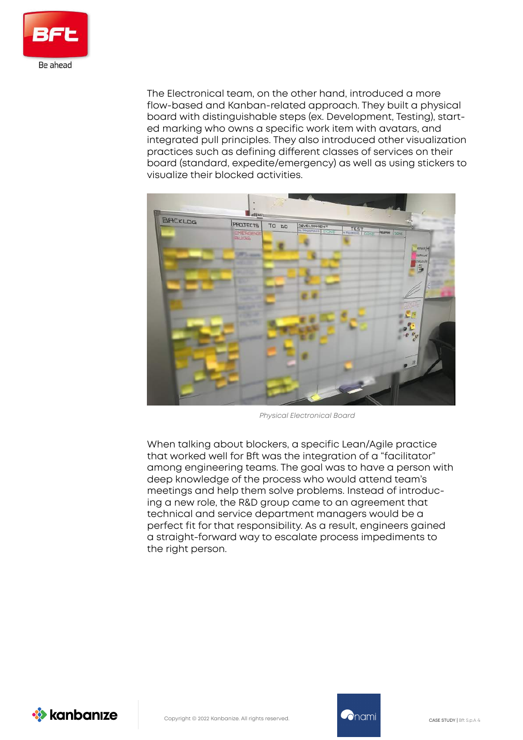The Electronical team, on the other hand, introduced a more flow-based and Kanban-related approach. They built a physical board with distinguishable steps (ex. Development, Testing), started marking who owns a specific work item with avatars, and integrated pull principles. They also introduced other visualization practices such as defining different classes of services on their board (standard, expedite/emergency) as well as using stickers to visualize their blocked activities.

*Physical Electronical Board*

When talking about blockers, a specific Lean/Agile practice that worked well for Bft was the integration of a "facilitator" among engineering teams. The goal was to have a person with deep knowledge of the process who would attend team's meetings and help them solve problems. Instead of introducing a new role, the R&D group came to an agreement that technical and service department managers would be a perfect fit for that responsibility. As a result, engineers gained a straight-forward way to escalate process impediments to the right person.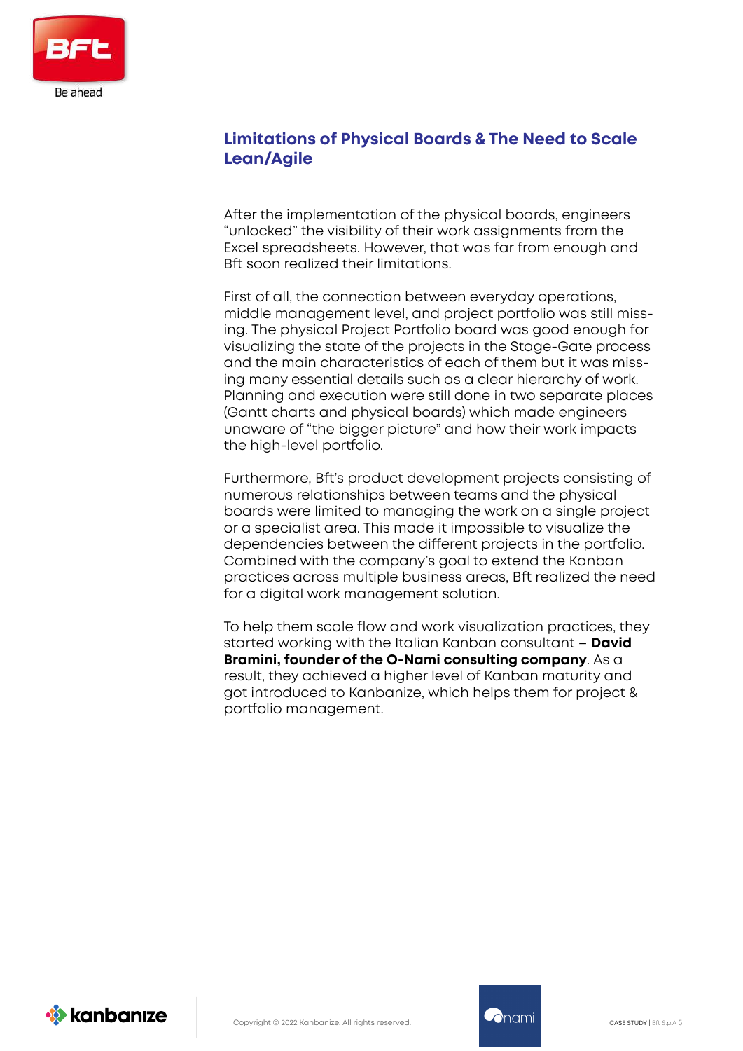## Limitations of Physical Boards & The Need to Scale Lean/Agile

After the implementation of the physical boards, engineers "unlocked" the visibility of their work assignments from the Excel spreadsheets. However, that was far from enough and Bft soon realized their limitations.

First of all, the connection between everyday operations, middle management level, and project portfolio was still missing. The physical Project Portfolio board was good enough for visualizing the state of the projects in the Stage-Gate process and the main characteristics of each of them but it was missing many essential details such as a clear hierarchy of work. Planning and execution were still done in two separate places (Gantt charts and physical boards) which made engineers unaware of "the bigger picture" and how their work impacts the high-level portfolio.

Furthermore, Bft's product development projects consisting of numerous relationships between teams and the physical boards were limited to managing the work on a single project or a specialist area. This made it impossible to visualize the dependencies between the different projects in the portfolio. Combined with the company's goal to extend the Kanban practices across multiple business areas, Bft realized the need for a digital work management solution.

To help them scale flow and work visualization practices, they started working with the Italian Kanban consultant – **David Bramini, founder of the O-Nami consulting company**. As a result, they achieved a higher level of Kanban maturity and got introduced to Kanbanize, which helps them for project & portfolio management.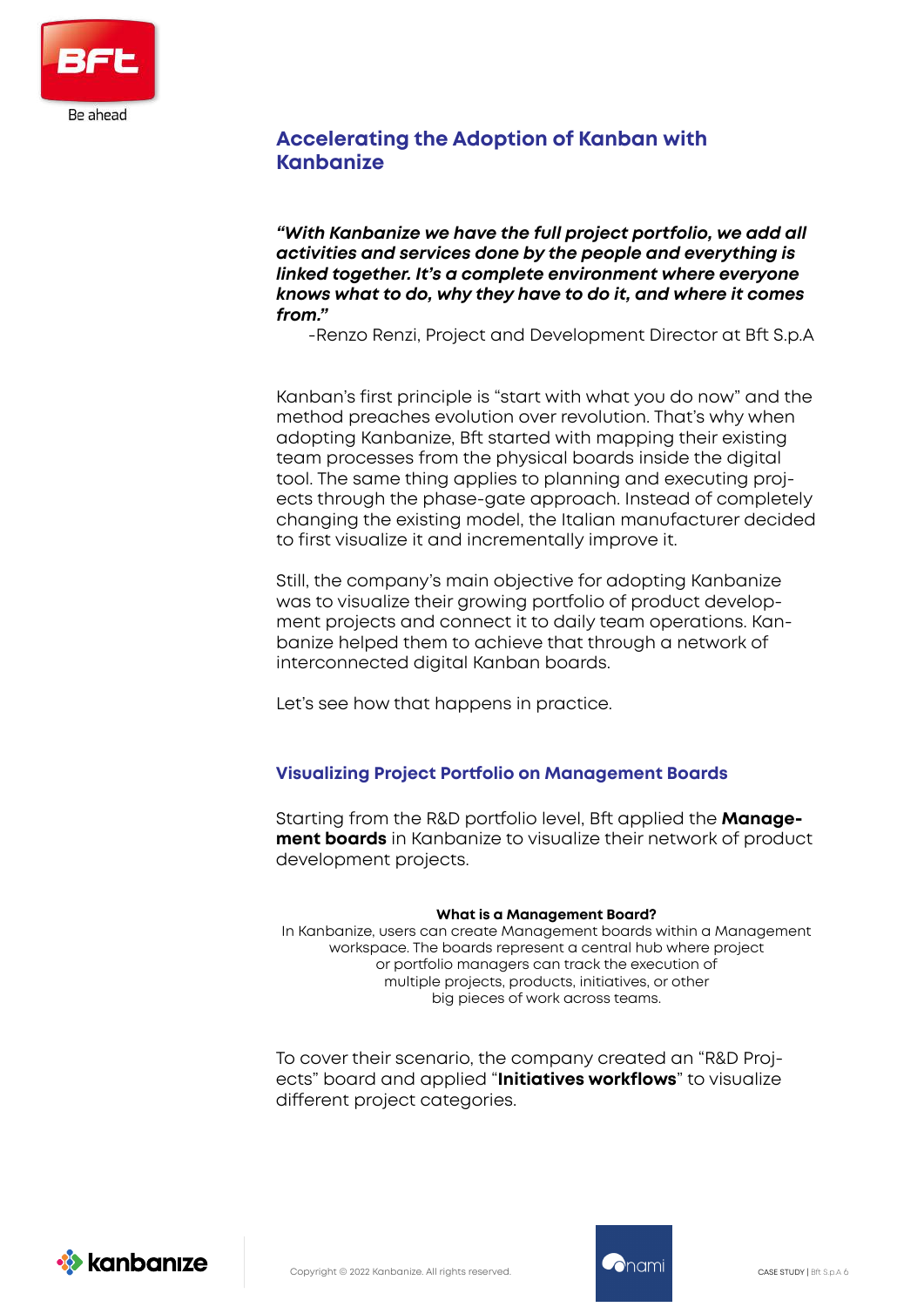## Accelerating the Adoption of Kanban with Kanbanize

***"With Kanbanize we have the full project portfolio, we add all activities and services done by the people and everything is linked together. It's a complete environment where everyone knows what to do, why they have to do it, and where it comes from."***

-Renzo Renzi, Project and Development Director at Bft S.p.A

Kanban's first principle is "start with what you do now" and the method preaches evolution over revolution. That's why when adopting Kanbanize, Bft started with mapping their existing team processes from the physical boards inside the digital tool. The same thing applies to planning and executing projects through the phase-gate approach. Instead of completely changing the existing model, the Italian manufacturer decided to first visualize it and incrementally improve it.

Still, the company's main objective for adopting Kanbanize was to visualize their growing portfolio of product development projects and connect it to daily team operations. Kanbanize helped them to achieve that through a network of interconnected digital Kanban boards.

Let's see how that happens in practice.

### Visualizing Project Portfolio on Management Boards

Starting from the R&D portfolio level, Bft applied the **Management boards** in Kanbanize to visualize their network of product development projects.

**What is a Management Board?**
In Kanbanize, users can create Management boards within a Management workspace. The boards represent a central hub where project or portfolio managers can track the execution of multiple projects, products, initiatives, or other big pieces of work across teams.

To cover their scenario, the company created an "R&D Projects" board and applied "**Initiatives workflows**" to visualize different project categories.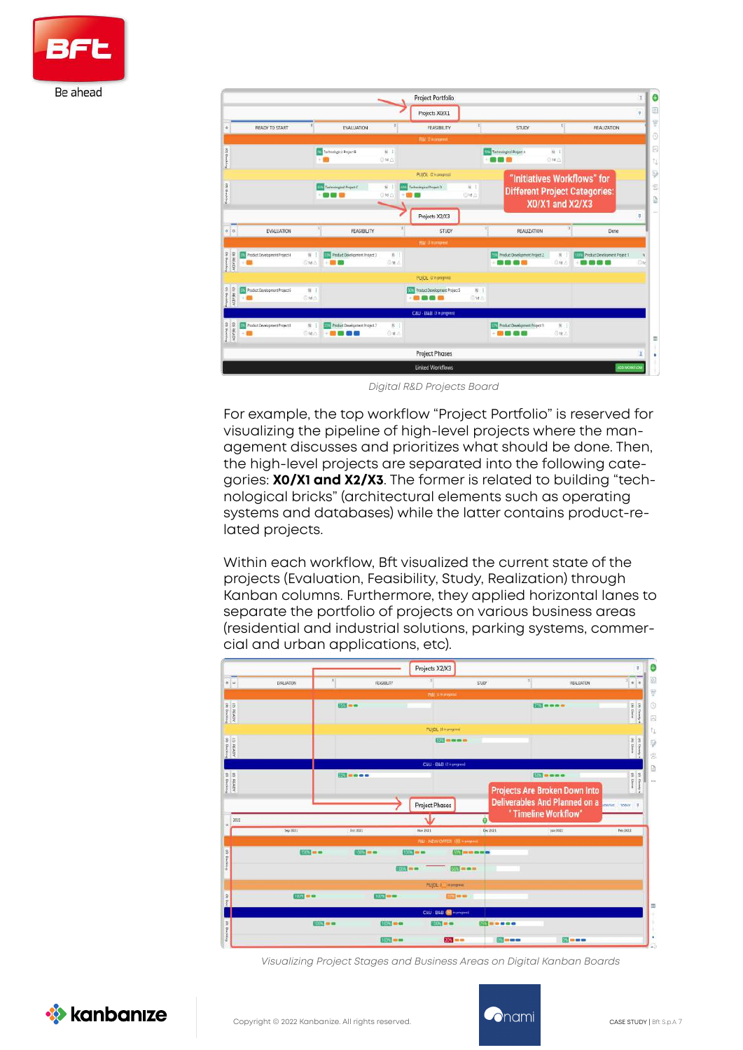*Digital R&D Projects Board*

For example, the top workflow “Project Portfolio” is reserved for visualizing the pipeline of high-level projects where the management discusses and prioritizes what should be done. Then, the high-level projects are separated into the following categories: **X0/X1 and X2/X3**. The former is related to building “technological bricks” (architectural elements such as operating systems and databases) while the latter contains product-related projects.

Within each workflow, Bft visualized the current state of the projects (Evaluation, Feasibility, Study, Realization) through Kanban columns. Furthermore, they applied horizontal lanes to separate the portfolio of projects on various business areas (residential and industrial solutions, parking systems, commercial and urban applications, etc).

*Visualizing Project Stages and Business Areas on Digital Kanban Boards*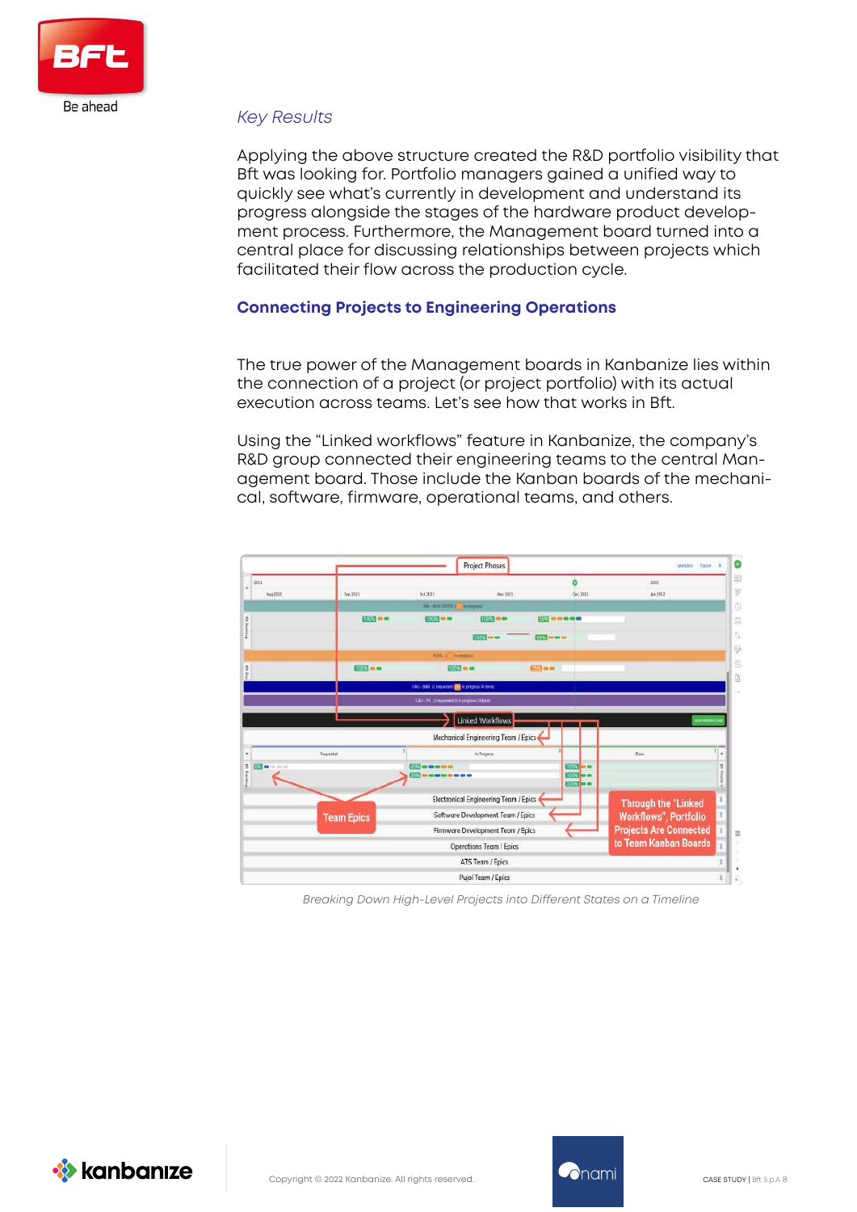*Key Results*

Applying the above structure created the R&D portfolio visibility that Bft was looking for. Portfolio managers gained a unified way to quickly see what's currently in development and understand its progress alongside the stages of the hardware product development process. Furthermore, the Management board turned into a central place for discussing relationships between projects which facilitated their flow across the production cycle.

### Connecting Projects to Engineering Operations

The true power of the Management boards in Kanbanize lies within the connection of a project (or project portfolio) with its actual execution across teams. Let's see how that works in Bft.

Using the "Linked workflows" feature in Kanbanize, the company's R&D group connected their engineering teams to the central Management board. Those include the Kanban boards of the mechanical, software, firmware, operational teams, and others.

*Breaking Down High-Level Projects into Different States on a Timeline*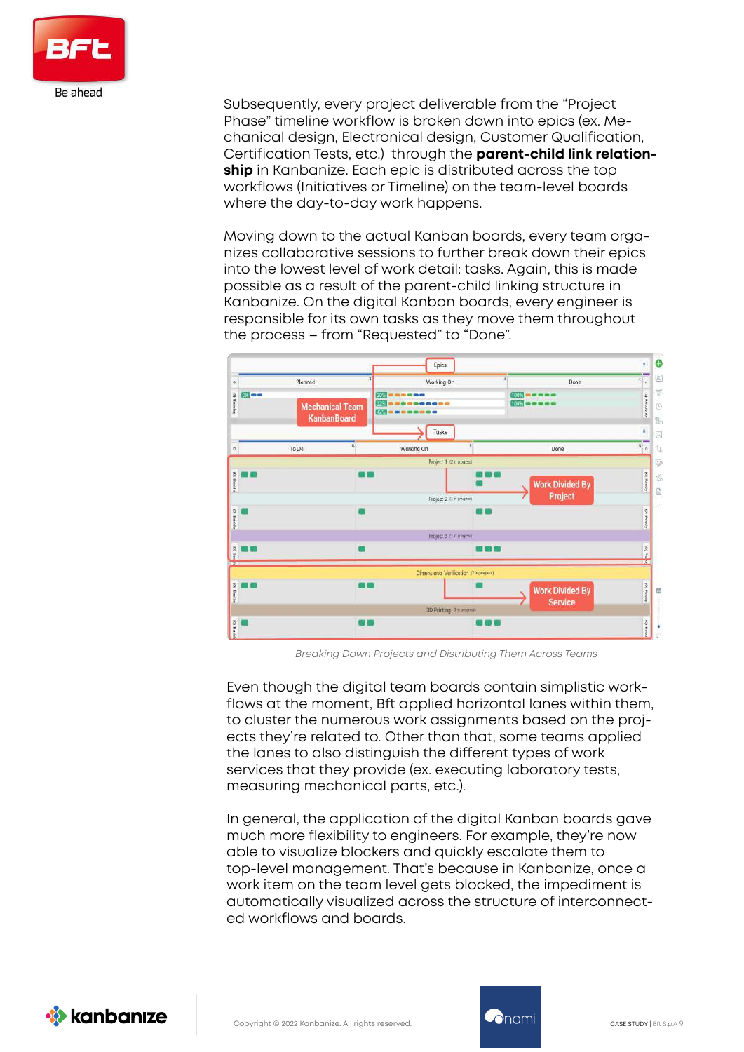Subsequently, every project deliverable from the "Project Phase" timeline workflow is broken down into epics (ex. Mechanical design, Electronical design, Customer Qualification, Certification Tests, etc.) through the **parent-child link relationship** in Kanbanize. Each epic is distributed across the top workflows (Initiatives or Timeline) on the team-level boards where the day-to-day work happens.

Moving down to the actual Kanban boards, every team organizes collaborative sessions to further break down their epics into the lowest level of work detail: tasks. Again, this is made possible as a result of the parent-child linking structure in Kanbanize. On the digital Kanban boards, every engineer is responsible for its own tasks as they move them throughout the process – from "Requested" to "Done".

*Breaking Down Projects and Distributing Them Across Teams*

Even though the digital team boards contain simplistic workflows at the moment, Bft applied horizontal lanes within them, to cluster the numerous work assignments based on the projects they're related to. Other than that, some teams applied the lanes to also distinguish the different types of work services that they provide (ex. executing laboratory tests, measuring mechanical parts, etc.).

In general, the application of the digital Kanban boards gave much more flexibility to engineers. For example, they're now able to visualize blockers and quickly escalate them to top-level management. That's because in Kanbanize, once a work item on the team level gets blocked, the impediment is automatically visualized across the structure of interconnected workflows and boards.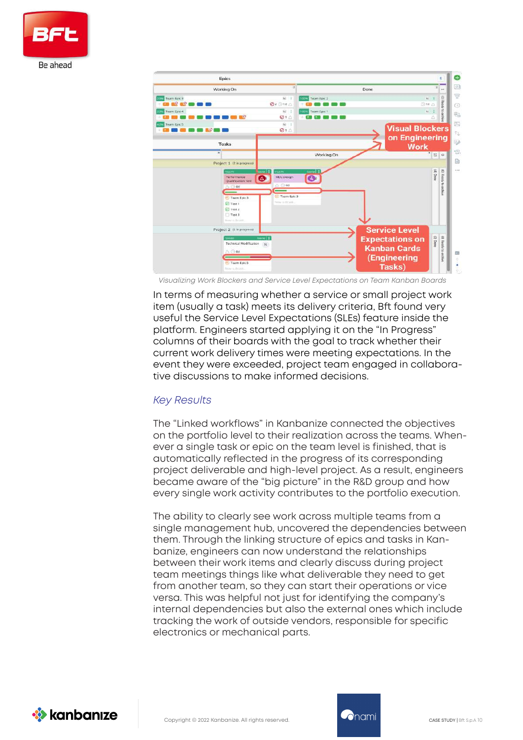Visualizing Work Blockers and Service Level Expectations on Team Kanban Boards

In terms of measuring whether a service or small project work item (usually a task) meets its delivery criteria, Bft found very useful the Service Level Expectations (SLEs) feature inside the platform. Engineers started applying it on the "In Progress" columns of their boards with the goal to track whether their current work delivery times were meeting expectations. In the event they were exceeded, project team engaged in collaborative discussions to make informed decisions.

## *Key Results*

The "Linked workflows" in Kanbanize connected the objectives on the portfolio level to their realization across the teams. Whenever a single task or epic on the team level is finished, that is automatically reflected in the progress of its corresponding project deliverable and high-level project. As a result, engineers became aware of the "big picture" in the R&D group and how every single work activity contributes to the portfolio execution.

The ability to clearly see work across multiple teams from a single management hub, uncovered the dependencies between them. Through the linking structure of epics and tasks in Kanbanize, engineers can now understand the relationships between their work items and clearly discuss during project team meetings things like what deliverable they need to get from another team, so they can start their operations or vice versa. This was helpful not just for identifying the company's internal dependencies but also the external ones which include tracking the work of outside vendors, responsible for specific electronics or mechanical parts.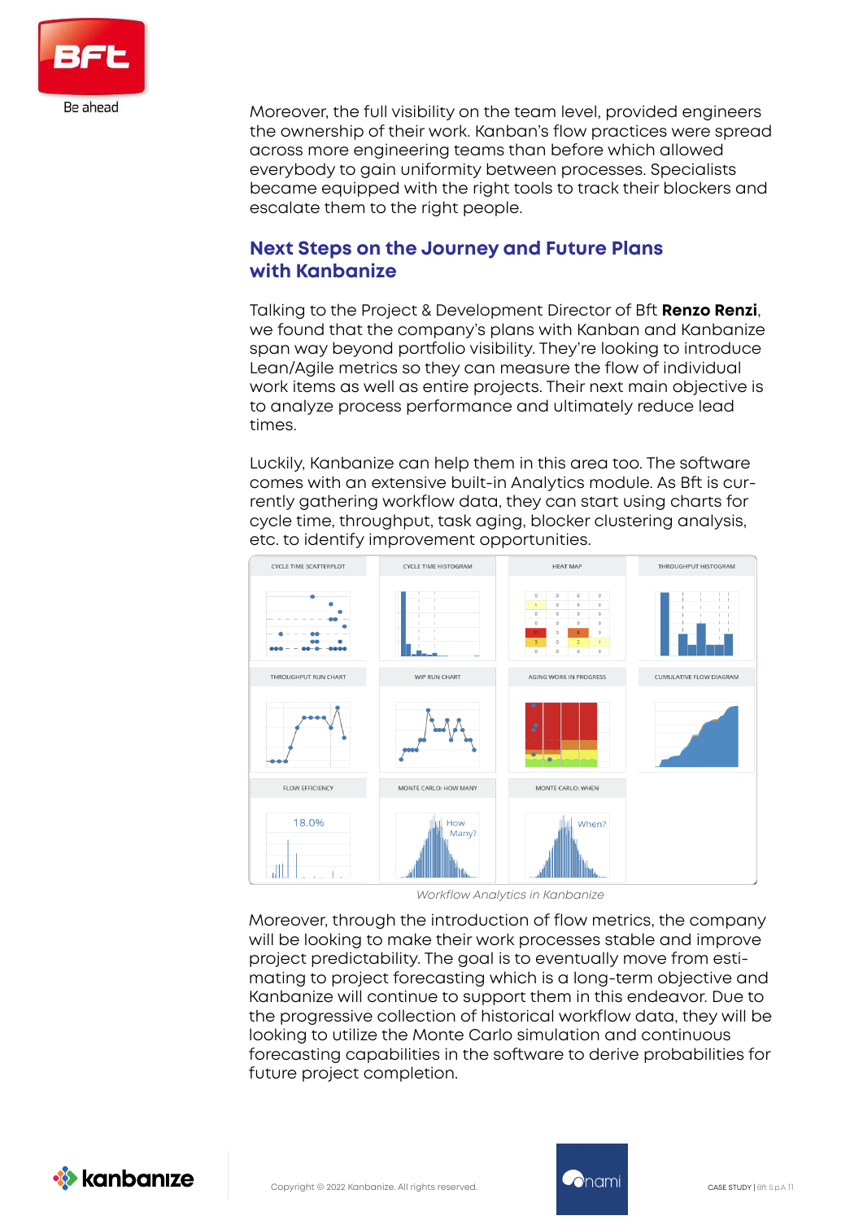Moreover, the full visibility on the team level, provided engineers the ownership of their work. Kanban's flow practices were spread across more engineering teams than before which allowed everybody to gain uniformity between processes. Specialists became equipped with the right tools to track their blockers and escalate them to the right people.

## Next Steps on the Journey and Future Plans with Kanbanize

Talking to the Project & Development Director of Bft **Renzo Renzi**, we found that the company's plans with Kanban and Kanbanize span way beyond portfolio visibility. They're looking to introduce Lean/Agile metrics so they can measure the flow of individual work items as well as entire projects. Their next main objective is to analyze process performance and ultimately reduce lead times.

Luckily, Kanbanize can help them in this area too. The software comes with an extensive built-in Analytics module. As Bft is currently gathering workflow data, they can start using charts for cycle time, throughput, task aging, blocker clustering analysis, etc. to identify improvement opportunities.

*Workflow Analytics in Kanbanize*

Moreover, through the introduction of flow metrics, the company will be looking to make their work processes stable and improve project predictability. The goal is to eventually move from estimating to project forecasting which is a long-term objective and Kanbanize will continue to support them in this endeavor. Due to the progressive collection of historical workflow data, they will be looking to utilize the Monte Carlo simulation and continuous forecasting capabilities in the software to derive probabilities for future project completion.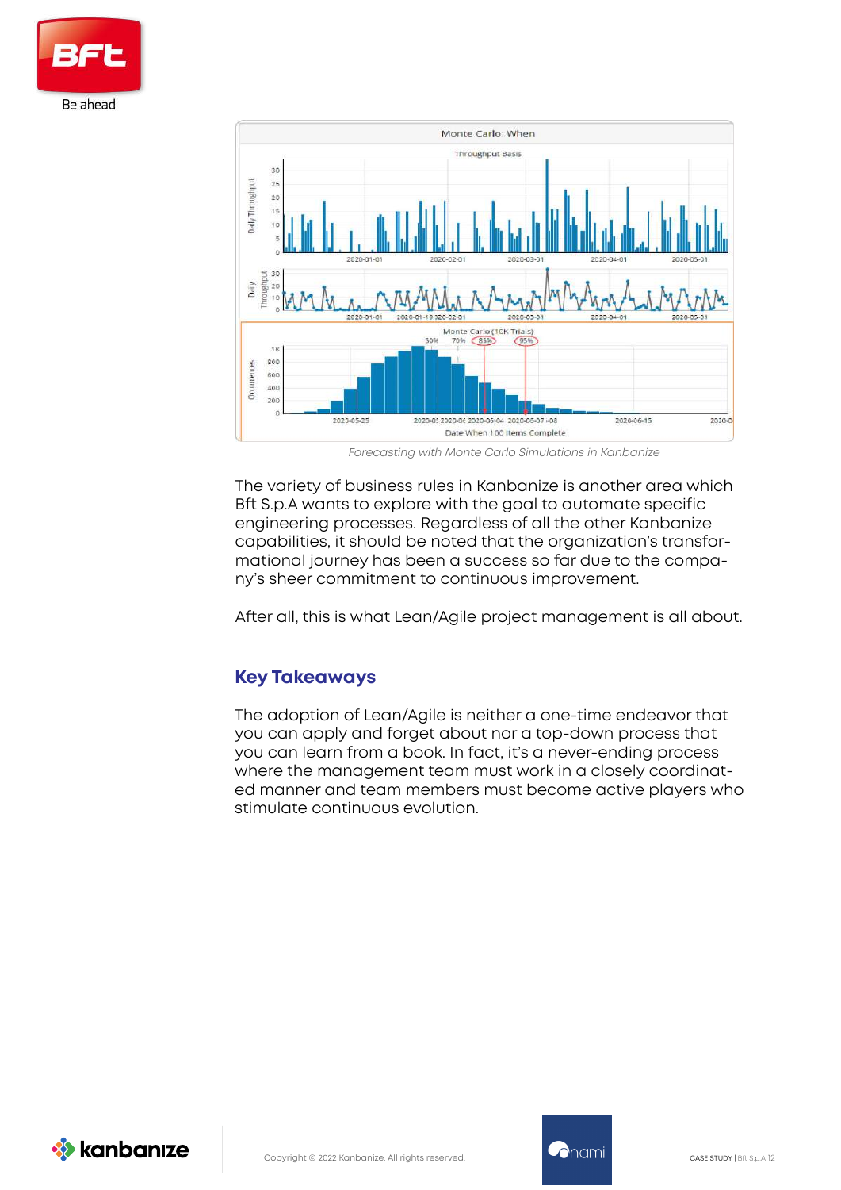*Forecasting with Monte Carlo Simulations in Kanbanize*

The variety of business rules in Kanbanize is another area which Bft S.p.A wants to explore with the goal to automate specific engineering processes. Regardless of all the other Kanbanize capabilities, it should be noted that the organization's transformational journey has been a success so far due to the company's sheer commitment to continuous improvement.

After all, this is what Lean/Agile project management is all about.

## Key Takeaways

The adoption of Lean/Agile is neither a one-time endeavor that you can apply and forget about nor a top-down process that you can learn from a book. In fact, it's a never-ending process where the management team must work in a closely coordinated manner and team members must become active players who stimulate continuous evolution.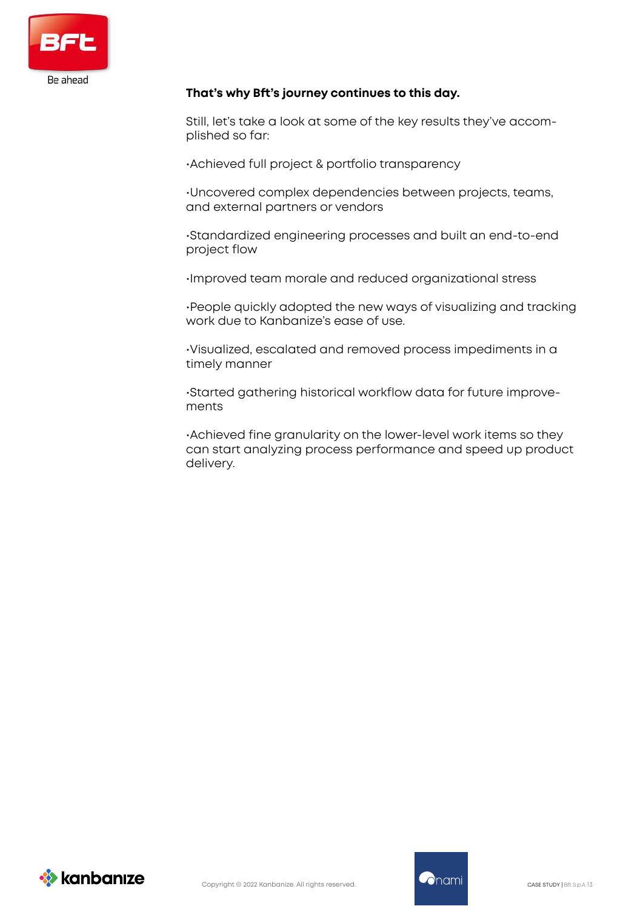**That's why Bft's journey continues to this day.**

Still, let's take a look at some of the key results they've accomplished so far:

- Achieved full project & portfolio transparency

- Uncovered complex dependencies between projects, teams, and external partners or vendors

- Standardized engineering processes and built an end-to-end project flow

- Improved team morale and reduced organizational stress

- People quickly adopted the new ways of visualizing and tracking work due to Kanbanize's ease of use.

- Visualized, escalated and removed process impediments in a timely manner

- Started gathering historical workflow data for future improvements

- Achieved fine granularity on the lower-level work items so they can start analyzing process performance and speed up product delivery.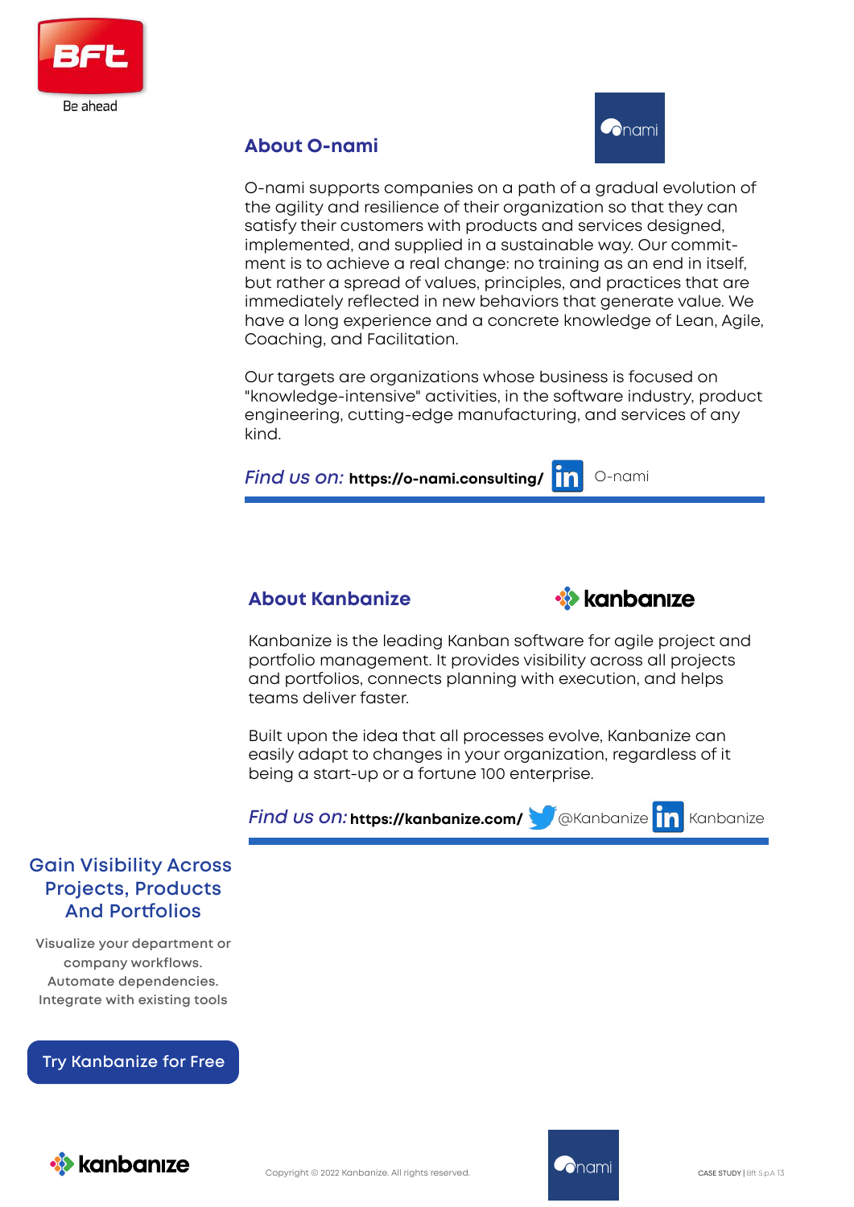## About O-nami

O-nami supports companies on a path of a gradual evolution of the agility and resilience of their organization so that they can satisfy their customers with products and services designed, implemented, and supplied in a sustainable way. Our commitment is to achieve a real change: no training as an end in itself, but rather a spread of values, principles, and practices that are immediately reflected in new behaviors that generate value. We have a long experience and a concrete knowledge of Lean, Agile, Coaching, and Facilitation.

Our targets are organizations whose business is focused on "knowledge-intensive" activities, in the software industry, product engineering, cutting-edge manufacturing, and services of any kind.

*Find us on:* **https://o-nami.consulting/** O-nami

## About Kanbanize

Kanbanize is the leading Kanban software for agile project and portfolio management. It provides visibility across all projects and portfolios, connects planning with execution, and helps teams deliver faster.

Built upon the idea that all processes evolve, Kanbanize can easily adapt to changes in your organization, regardless of it being a start-up or a fortune 100 enterprise.

*Find us on:* **https://kanbanize.com/** @Kanbanize Kanbanize

### Gain Visibility Across Projects, Products And Portfolios

Visualize your department or company workflows.
Automate dependencies.
Integrate with existing tools

Try Kanbanize for Free

Copyright © 2022 Kanbanize. All rights reserved.